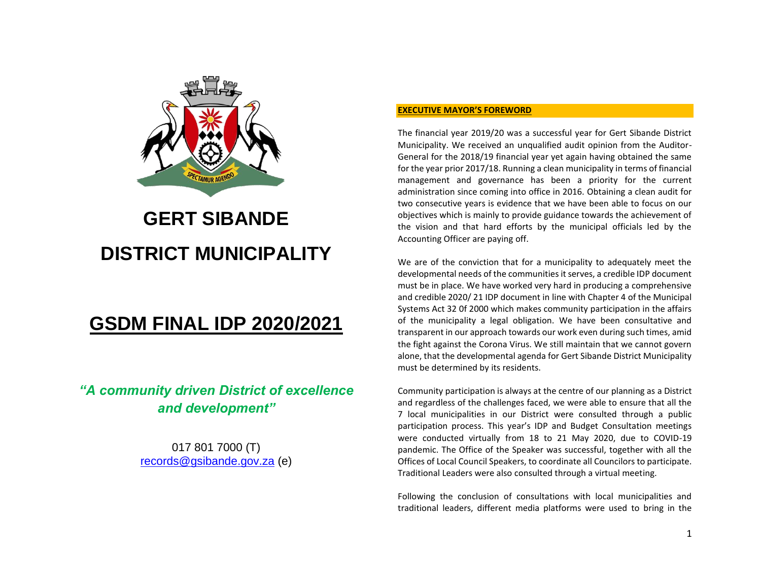# GERT SIBANDE

# DISTRICT MUNICIPALITY

# GSDM FINAL IDP 2020/2021

***"A community driven District of excellence and development"***

017 801 7000 (T)
records@gsibande.gov.za (e)

## EXECUTIVE MAYOR'S FOREWORD

The financial year 2019/20 was a successful year for Gert Sibande District Municipality. We received an unqualified audit opinion from the Auditor-General for the 2018/19 financial year yet again having obtained the same for the year prior 2017/18. Running a clean municipality in terms of financial management and governance has been a priority for the current administration since coming into office in 2016. Obtaining a clean audit for two consecutive years is evidence that we have been able to focus on our objectives which is mainly to provide guidance towards the achievement of the vision and that hard efforts by the municipal officials led by the Accounting Officer are paying off.

We are of the conviction that for a municipality to adequately meet the developmental needs of the communities it serves, a credible IDP document must be in place. We have worked very hard in producing a comprehensive and credible 2020/ 21 IDP document in line with Chapter 4 of the Municipal Systems Act 32 0f 2000 which makes community participation in the affairs of the municipality a legal obligation. We have been consultative and transparent in our approach towards our work even during such times, amid the fight against the Corona Virus. We still maintain that we cannot govern alone, that the developmental agenda for Gert Sibande District Municipality must be determined by its residents.

Community participation is always at the centre of our planning as a District and regardless of the challenges faced, we were able to ensure that all the 7 local municipalities in our District were consulted through a public participation process. This year's IDP and Budget Consultation meetings were conducted virtually from 18 to 21 May 2020, due to COVID-19 pandemic. The Office of the Speaker was successful, together with all the Offices of Local Council Speakers, to coordinate all Councilors to participate. Traditional Leaders were also consulted through a virtual meeting.

Following the conclusion of consultations with local municipalities and traditional leaders, different media platforms were used to bring in the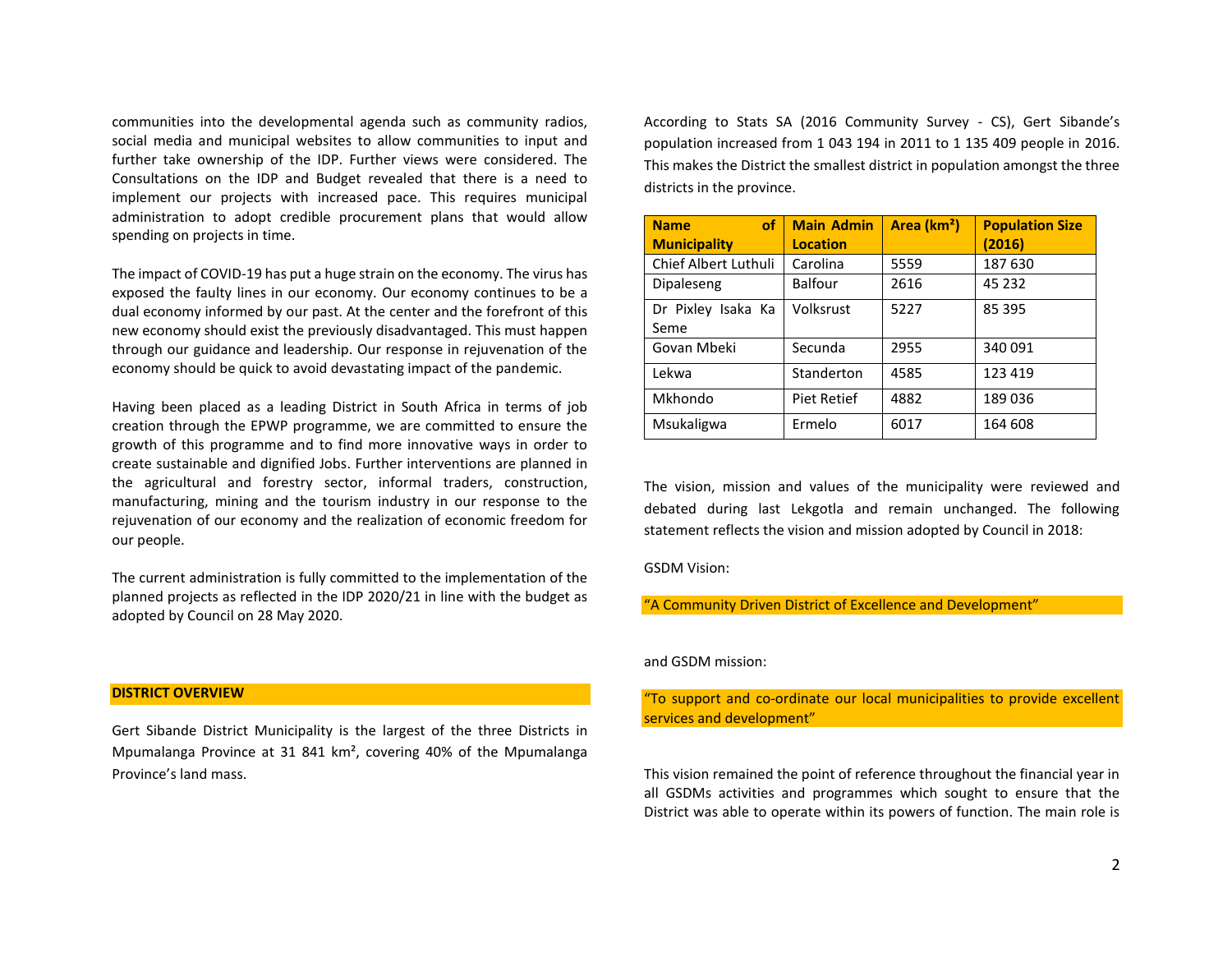communities into the developmental agenda such as community radios, social media and municipal websites to allow communities to input and further take ownership of the IDP. Further views were considered. The Consultations on the IDP and Budget revealed that there is a need to implement our projects with increased pace. This requires municipal administration to adopt credible procurement plans that would allow spending on projects in time.

The impact of COVID-19 has put a huge strain on the economy. The virus has exposed the faulty lines in our economy. Our economy continues to be a dual economy informed by our past. At the center and the forefront of this new economy should exist the previously disadvantaged. This must happen through our guidance and leadership. Our response in rejuvenation of the economy should be quick to avoid devastating impact of the pandemic.

Having been placed as a leading District in South Africa in terms of job creation through the EPWP programme, we are committed to ensure the growth of this programme and to find more innovative ways in order to create sustainable and dignified Jobs. Further interventions are planned in the agricultural and forestry sector, informal traders, construction, manufacturing, mining and the tourism industry in our response to the rejuvenation of our economy and the realization of economic freedom for our people.

The current administration is fully committed to the implementation of the planned projects as reflected in the IDP 2020/21 in line with the budget as adopted by Council on 28 May 2020.

## DISTRICT OVERVIEW

Gert Sibande District Municipality is the largest of the three Districts in Mpumalanga Province at 31 841 km², covering 40% of the Mpumalanga Province's land mass.

According to Stats SA (2016 Community Survey - CS), Gert Sibande's population increased from 1 043 194 in 2011 to 1 135 409 people in 2016. This makes the District the smallest district in population amongst the three districts in the province.

| Name of Municipality | Main Admin Location | Area (km²) | Population Size (2016) |
|---|---|---|---|
| Chief Albert Luthuli | Carolina | 5559 | 187 630 |
| Dipaleseng | Balfour | 2616 | 45 232 |
| Dr Pixley Isaka Ka Seme | Volksrust | 5227 | 85 395 |
| Govan Mbeki | Secunda | 2955 | 340 091 |
| Lekwa | Standerton | 4585 | 123 419 |
| Mkhondo | Piet Retief | 4882 | 189 036 |
| Msukaligwa | Ermelo | 6017 | 164 608 |

The vision, mission and values of the municipality were reviewed and debated during last Lekgotla and remain unchanged. The following statement reflects the vision and mission adopted by Council in 2018:

GSDM Vision:

"A Community Driven District of Excellence and Development"

and GSDM mission:

"To support and co-ordinate our local municipalities to provide excellent services and development"

This vision remained the point of reference throughout the financial year in all GSDMs activities and programmes which sought to ensure that the District was able to operate within its powers of function. The main role is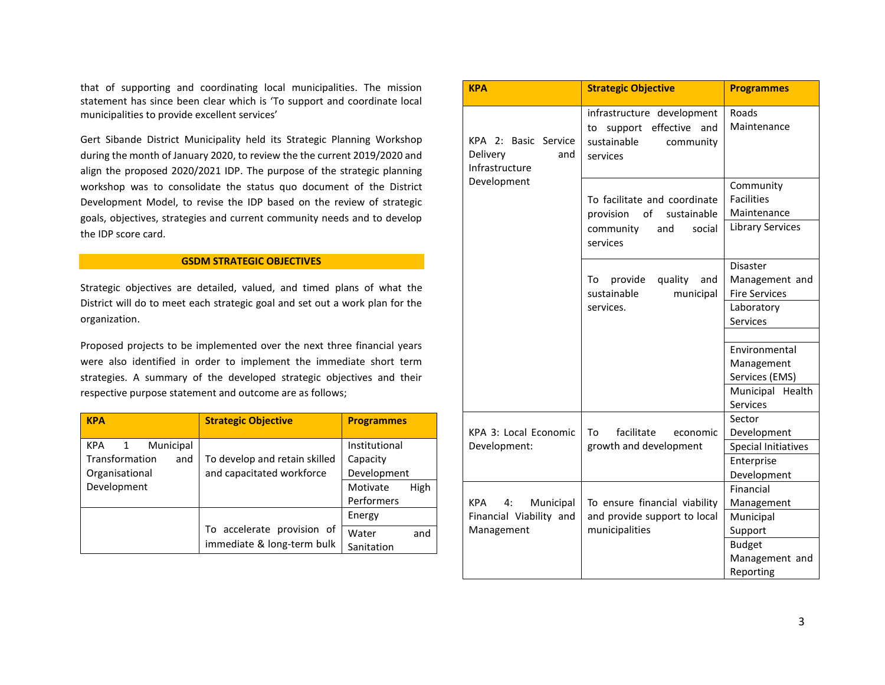that of supporting and coordinating local municipalities. The mission statement has since been clear which is 'To support and coordinate local municipalities to provide excellent services'

Gert Sibande District Municipality held its Strategic Planning Workshop during the month of January 2020, to review the the current 2019/2020 and align the proposed 2020/2021 IDP. The purpose of the strategic planning workshop was to consolidate the status quo document of the District Development Model, to revise the IDP based on the review of strategic goals, objectives, strategies and current community needs and to develop the IDP score card.

## GSDM STRATEGIC OBJECTIVES

Strategic objectives are detailed, valued, and timed plans of what the District will do to meet each strategic goal and set out a work plan for the organization.

Proposed projects to be implemented over the next three financial years were also identified in order to implement the immediate short term strategies. A summary of the developed strategic objectives and their respective purpose statement and outcome are as follows;

| KPA | Strategic Objective | Programmes |
|---|---|---|
| KPA 1 Municipal Transformation and Organisational Development | To develop and retain skilled and capacitated workforce | Institutional Capacity Development |
| | | Motivate High Performers |
| KPA 2: Basic Service Delivery and Infrastructure Development | To accelerate provision of immediate & long-term bulk infrastructure development to support effective and sustainable community services | Energy |
| | | Water and Sanitation |
| | | Roads Maintenance |
| | To facilitate and coordinate provision of sustainable community and social services | Community Facilities Maintenance |
| | | Library Services |
| | To provide quality and sustainable municipal services. | Disaster Management and Fire Services |
| | | Laboratory Services |
| | | |
| | | Environmental Management Services (EMS) |
| | | Municipal Health Services |
| KPA 3: Local Economic Development: | To facilitate economic growth and development | Sector Development |
| | | Special Initiatives |
| | | Enterprise Development |
| KPA 4: Municipal Financial Viability and Management | To ensure financial viability and provide support to local municipalities | Financial Management |
| | | Municipal Support |
| | | Budget Management and Reporting |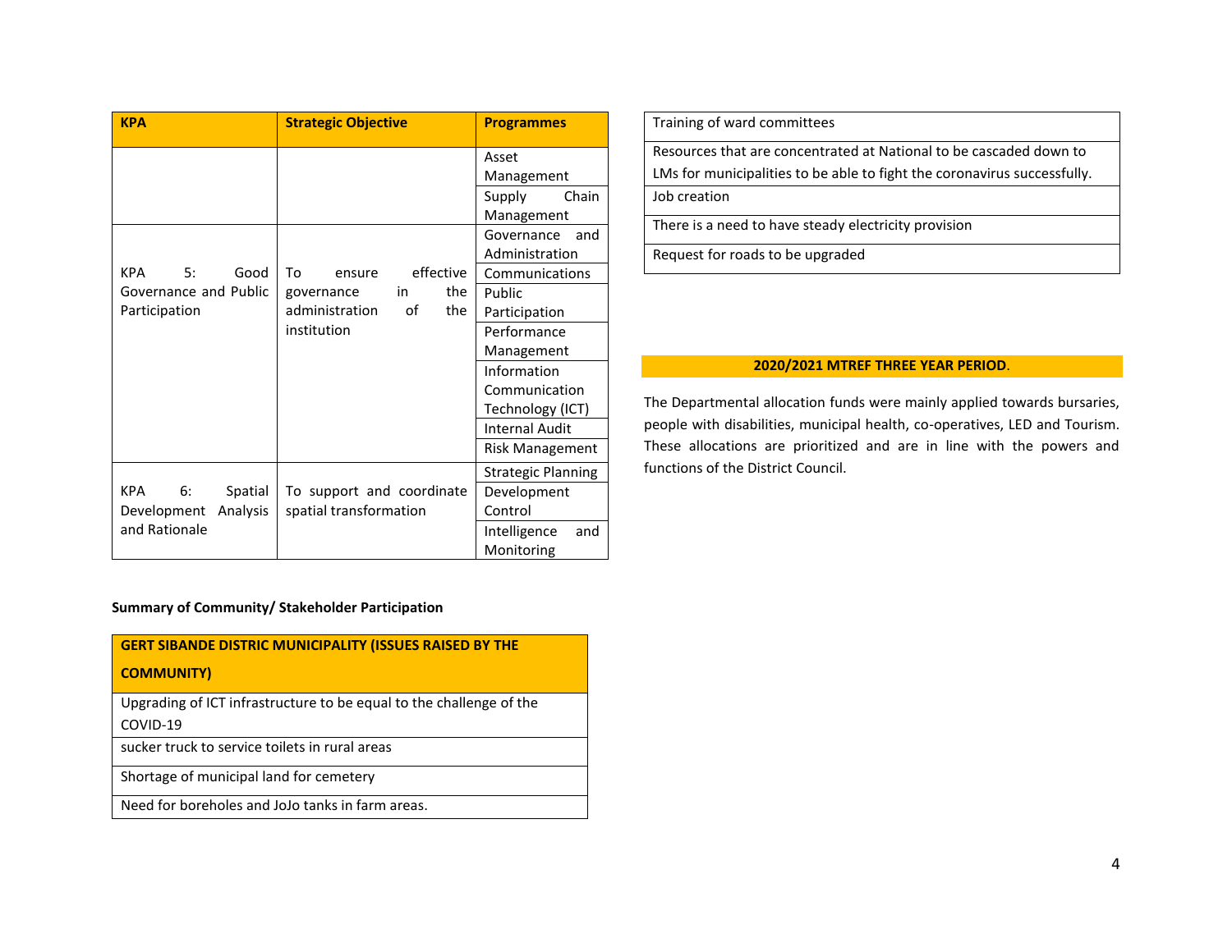| KPA | Strategic Objective | Programmes |
|---|---|---|
| | | Asset Management |
| | | Supply Chain Management |
| KPA 5: Good Governance and Public Participation | To ensure effective governance in the administration of the institution | Governance and Administration |
| | | Communications |
| | | Public Participation |
| | | Performance Management |
| | | Information Communication Technology (ICT) |
| | | Internal Audit |
| | | Risk Management |
| KPA 6: Spatial Development Analysis and Rationale | To support and coordinate spatial transformation | Strategic Planning |
| | | Development Control |
| | | Intelligence and Monitoring |

**Summary of Community/ Stakeholder Participation**

| GERT SIBANDE DISTRIC MUNICIPALITY (ISSUES RAISED BY THE COMMUNITY) |
|---|
| Upgrading of ICT infrastructure to be equal to the challenge of the COVID-19 |
| sucker truck to service toilets in rural areas |
| Shortage of municipal land for cemetery |
| Need for boreholes and JoJo tanks in farm areas. |
| Training of ward committees |
| Resources that are concentrated at National to be cascaded down to LMs for municipalities to be able to fight the coronavirus successfully. |
| Job creation |
| There is a need to have steady electricity provision |
| Request for roads to be upgraded |

**2020/2021 MTREF THREE YEAR PERIOD**.

The Departmental allocation funds were mainly applied towards bursaries, people with disabilities, municipal health, co-operatives, LED and Tourism. These allocations are prioritized and are in line with the powers and functions of the District Council.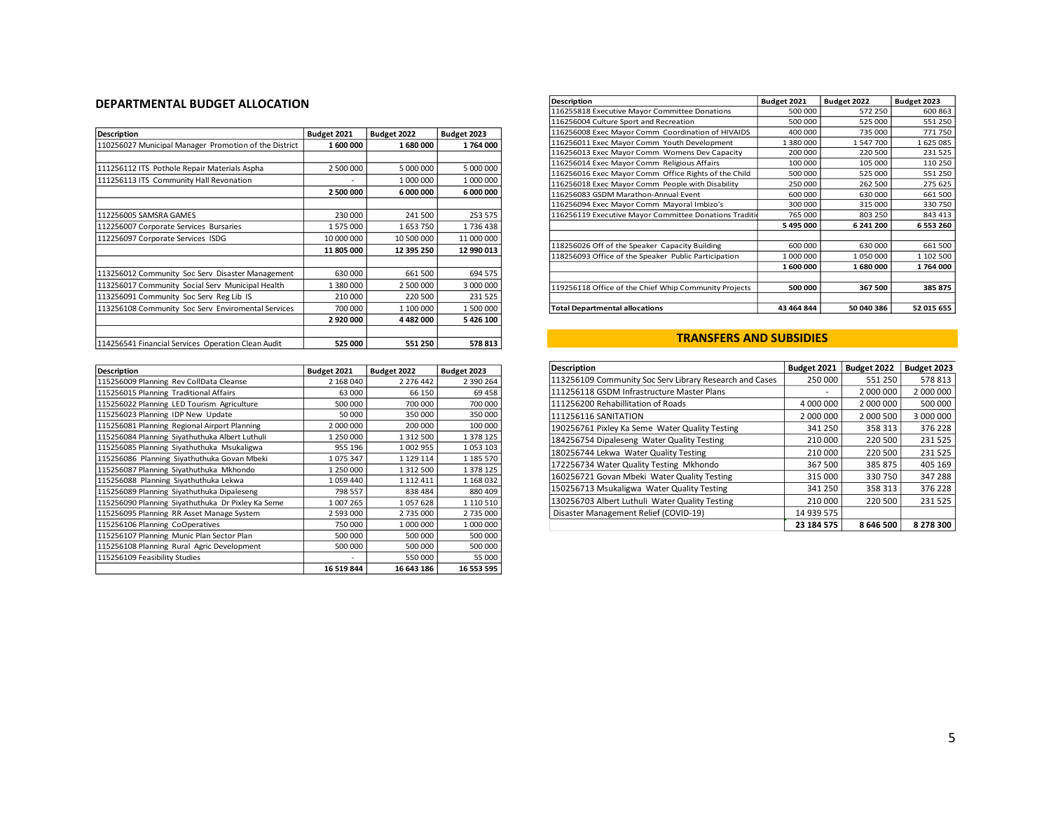## DEPARTMENTAL BUDGET ALLOCATION

| Description | Budget 2021 | Budget 2022 | Budget 2023 |
|---|---|---|---|
| 110256027 Municipal Manager Promotion of the District | **1 600 000** | **1 680 000** | **1 764 000** |
| | | | |
| 111256112 ITS Pothole Repair Materials Aspha | 2 500 000 | 5 000 000 | 5 000 000 |
| 111256113 ITS Community Hall Revonation | - | 1 000 000 | 1 000 000 |
| | **2 500 000** | **6 000 000** | **6 000 000** |
| | | | |
| 112256005 SAMSRA GAMES | 230 000 | 241 500 | 253 575 |
| 112256007 Corporate Services Bursaries | 1 575 000 | 1 653 750 | 1 736 438 |
| 112256097 Corporate Services ISDG | 10 000 000 | 10 500 000 | 11 000 000 |
| | **11 805 000** | **12 395 250** | **12 990 013** |
| | | | |
| 113256012 Community Soc Serv Disaster Management | 630 000 | 661 500 | 694 575 |
| 113256017 Community Social Serv Municipal Health | 1 380 000 | 2 500 000 | 3 000 000 |
| 113256091 Community Soc Serv Reg Lib IS | 210 000 | 220 500 | 231 525 |
| 113256108 Community Soc Serv Enviromental Services | 700 000 | 1 100 000 | 1 500 000 |
| | **2 920 000** | **4 482 000** | **5 426 100** |
| | | | |
| 114256541 Financial Services Operation Clean Audit | **525 000** | **551 250** | **578 813** |

| Description | Budget 2021 | Budget 2022 | Budget 2023 |
|---|---|---|---|
| 115256009 Planning Rev CollData Cleanse | 2 168 040 | 2 276 442 | 2 390 264 |
| 115256015 Planning Traditional Affairs | 63 000 | 66 150 | 69 458 |
| 115256022 Planning LED Tourism Agriculture | 500 000 | 700 000 | 700 000 |
| 115256023 Planning IDP New Update | 50 000 | 350 000 | 350 000 |
| 115256081 Planning Regional Airport Planning | 2 000 000 | 200 000 | 100 000 |
| 115256084 Planning Siyathuthuka Albert Luthuli | 1 250 000 | 1 312 500 | 1 378 125 |
| 115256085 Planning Siyathuthuka Msukaligwa | 955 196 | 1 002 955 | 1 053 103 |
| 115256086 Planning Siyathuthuka Govan Mbeki | 1 075 347 | 1 129 114 | 1 185 570 |
| 115256087 Planning Siyathuthuka Mkhondo | 1 250 000 | 1 312 500 | 1 378 125 |
| 115256088 Planning Siyathuthuka Lekwa | 1 059 440 | 1 112 411 | 1 168 032 |
| 115256089 Planning Siyathuthuka Dipaleseng | 798 557 | 838 484 | 880 409 |
| 115256090 Planning Siyathuthuka Dr Pixley Ka Seme | 1 007 265 | 1 057 628 | 1 110 510 |
| 115256095 Planning RR Asset Manage System | 2 593 000 | 2 735 000 | 2 735 000 |
| 115256106 Planning CoOperatives | 750 000 | 1 000 000 | 1 000 000 |
| 115256107 Planning Munic Plan Sector Plan | 500 000 | 500 000 | 500 000 |
| 115256108 Planning Rural Agric Development | 500 000 | 500 000 | 500 000 |
| 115256109 Feasibility Studies | - | 550 000 | 55 000 |
| | **16 519 844** | **16 643 186** | **16 553 595** |

| Description | Budget 2021 | Budget 2022 | Budget 2023 |
|---|---|---|---|
| 116255818 Executive Mayor Committee Donations | 500 000 | 572 250 | 600 863 |
| 116256004 Culture Sport and Recreation | 500 000 | 525 000 | 551 250 |
| 116256008 Exec Mayor Comm Coordination of HIVAIDS | 400 000 | 735 000 | 771 750 |
| 116256011 Exec Mayor Comm Youth Development | 1 380 000 | 1 547 700 | 1 625 085 |
| 116256013 Exec Mayor Comm Womens Dev Capacity | 200 000 | 220 500 | 231 525 |
| 116256014 Exec Mayor Comm Religious Affairs | 100 000 | 105 000 | 110 250 |
| 116256016 Exec Mayor Comm Office Rights of the Child | 500 000 | 525 000 | 551 250 |
| 116256018 Exec Mayor Comm People with Disability | 250 000 | 262 500 | 275 625 |
| 116256083 GSDM Marathon-Annual Event | 600 000 | 630 000 | 661 500 |
| 116256094 Exec Mayor Comm Mayoral Imbizo's | 300 000 | 315 000 | 330 750 |
| 116256119 Executive Mayor Committee Donations Traditio | 765 000 | 803 250 | 843 413 |
| | **5 495 000** | **6 241 200** | **6 553 260** |
| | | | |
| 118256026 Off of the Speaker Capacity Building | 600 000 | 630 000 | 661 500 |
| 118256093 Office of the Speaker Public Participation | 1 000 000 | 1 050 000 | 1 102 500 |
| | **1 600 000** | **1 680 000** | **1 764 000** |
| | | | |
| 119256118 Office of the Chief Whip Community Projects | **500 000** | **367 500** | **385 875** |
| | | | |
| **Total Departmental allocations** | **43 464 844** | **50 040 386** | **52 015 655** |

## TRANSFERS AND SUBSIDIES

| Description | Budget 2021 | Budget 2022 | Budget 2023 |
|---|---|---|---|
| 113256109 Community Soc Serv Library Research and Cases | 250 000 | 551 250 | 578 813 |
| 111256118 GSDM Infrastructure Master Plans | - | 2 000 000 | 2 000 000 |
| 111256200 Rehabillitation of Roads | 4 000 000 | 2 000 000 | 500 000 |
| 111256116 SANITATION | 2 000 000 | 2 000 500 | 3 000 000 |
| 190256761 Pixley Ka Seme Water Quality Testing | 341 250 | 358 313 | 376 228 |
| 184256754 Dipaleseng Water Quality Testing | 210 000 | 220 500 | 231 525 |
| 180256744 Lekwa Water Quality Testing | 210 000 | 220 500 | 231 525 |
| 172256734 Water Quality Testing Mkhondo | 367 500 | 385 875 | 405 169 |
| 160256721 Govan Mbeki Water Quality Testing | 315 000 | 330 750 | 347 288 |
| 150256713 Msukaligwa Water Quality Testing | 341 250 | 358 313 | 376 228 |
| 130256703 Albert Luthuli Water Quality Testing | 210 000 | 220 500 | 231 525 |
| Disaster Management Relief (COVID-19) | 14 939 575 | | |
| | **23 184 575** | **8 646 500** | **8 278 300** |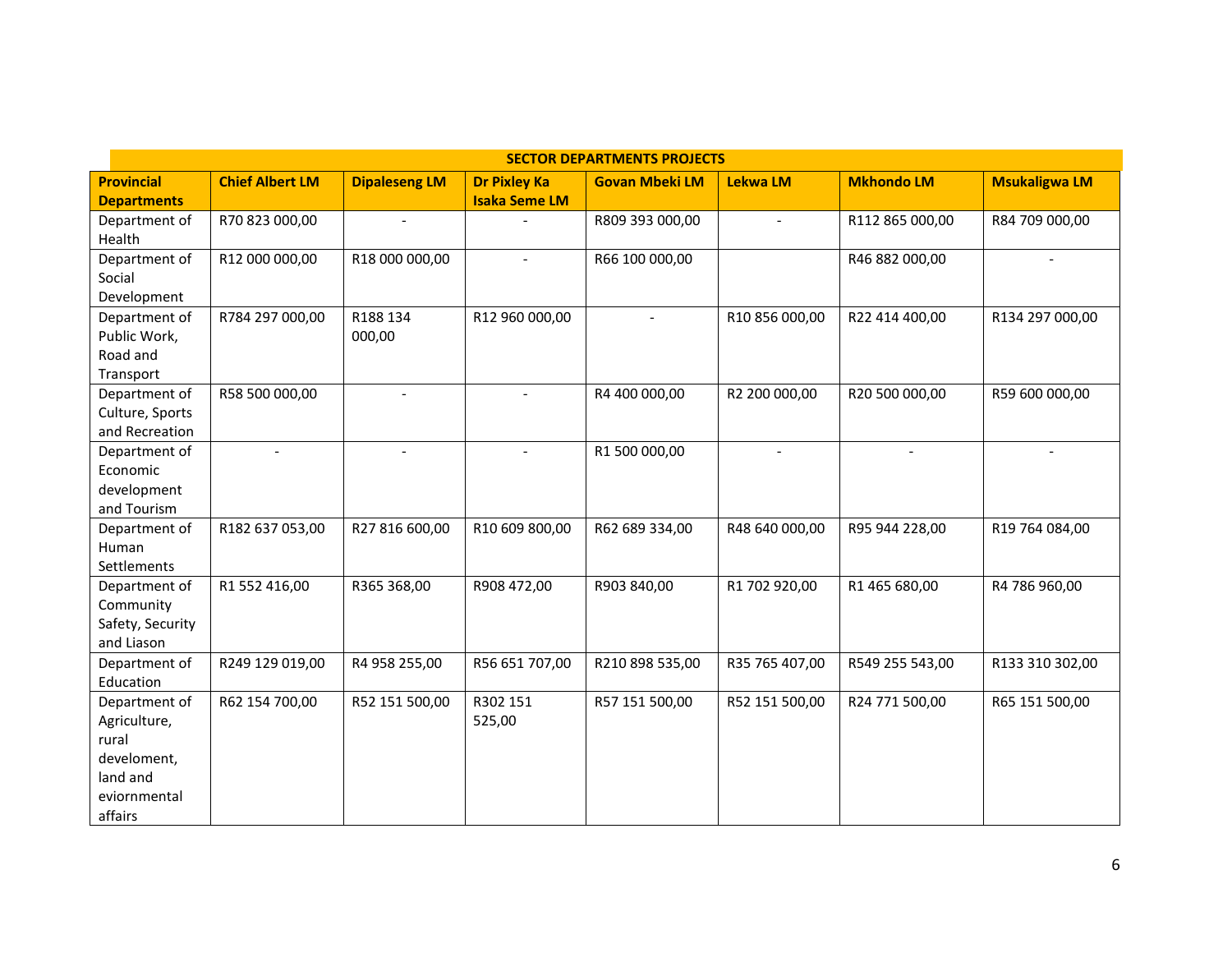| **SECTOR DEPARTMENTS PROJECTS** | | | | | | | |
|---|---|---|---|---|---|---|---|
| **Provincial Departments** | **Chief Albert LM** | **Dipaleseng LM** | **Dr Pixley Ka Isaka Seme LM** | **Govan Mbeki LM** | **Lekwa LM** | **Mkhondo LM** | **Msukaligwa LM** |
| Department of Health | R70 823 000,00 | - | - | R809 393 000,00 | - | R112 865 000,00 | R84 709 000,00 |
| Department of Social Development | R12 000 000,00 | R18 000 000,00 | - | R66 100 000,00 | | R46 882 000,00 | - |
| Department of Public Work, Road and Transport | R784 297 000,00 | R188 134 000,00 | R12 960 000,00 | - | R10 856 000,00 | R22 414 400,00 | R134 297 000,00 |
| Department of Culture, Sports and Recreation | R58 500 000,00 | - | - | R4 400 000,00 | R2 200 000,00 | R20 500 000,00 | R59 600 000,00 |
| Department of Economic development and Tourism | - | - | - | R1 500 000,00 | - | - | - |
| Department of Human Settlements | R182 637 053,00 | R27 816 600,00 | R10 609 800,00 | R62 689 334,00 | R48 640 000,00 | R95 944 228,00 | R19 764 084,00 |
| Department of Community Safety, Security and Liason | R1 552 416,00 | R365 368,00 | R908 472,00 | R903 840,00 | R1 702 920,00 | R1 465 680,00 | R4 786 960,00 |
| Department of Education | R249 129 019,00 | R4 958 255,00 | R56 651 707,00 | R210 898 535,00 | R35 765 407,00 | R549 255 543,00 | R133 310 302,00 |
| Department of Agriculture, rural develoment, land and eviornmental affairs | R62 154 700,00 | R52 151 500,00 | R302 151 525,00 | R57 151 500,00 | R52 151 500,00 | R24 771 500,00 | R65 151 500,00 |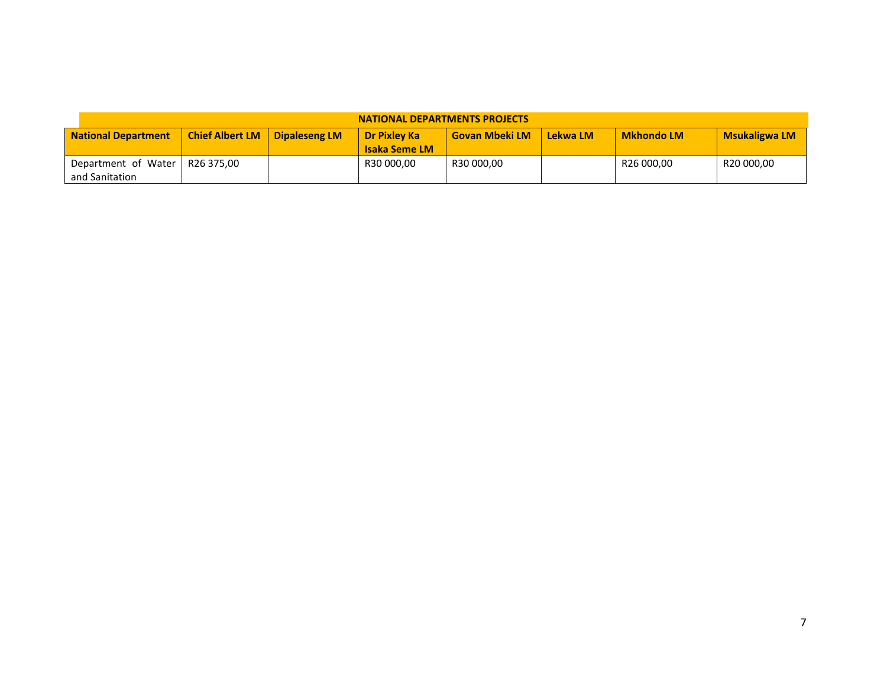| NATIONAL DEPARTMENTS PROJECTS | | | | | | | |
|---|---|---|---|---|---|---|---|
| **National Department** | **Chief Albert LM** | **Dipaleseng LM** | **Dr Pixley Ka Isaka Seme LM** | **Govan Mbeki LM** | **Lekwa LM** | **Mkhondo LM** | **Msukaligwa LM** |
| Department of Water and Sanitation | R26 375,00 | | R30 000,00 | R30 000,00 | | R26 000,00 | R20 000,00 |